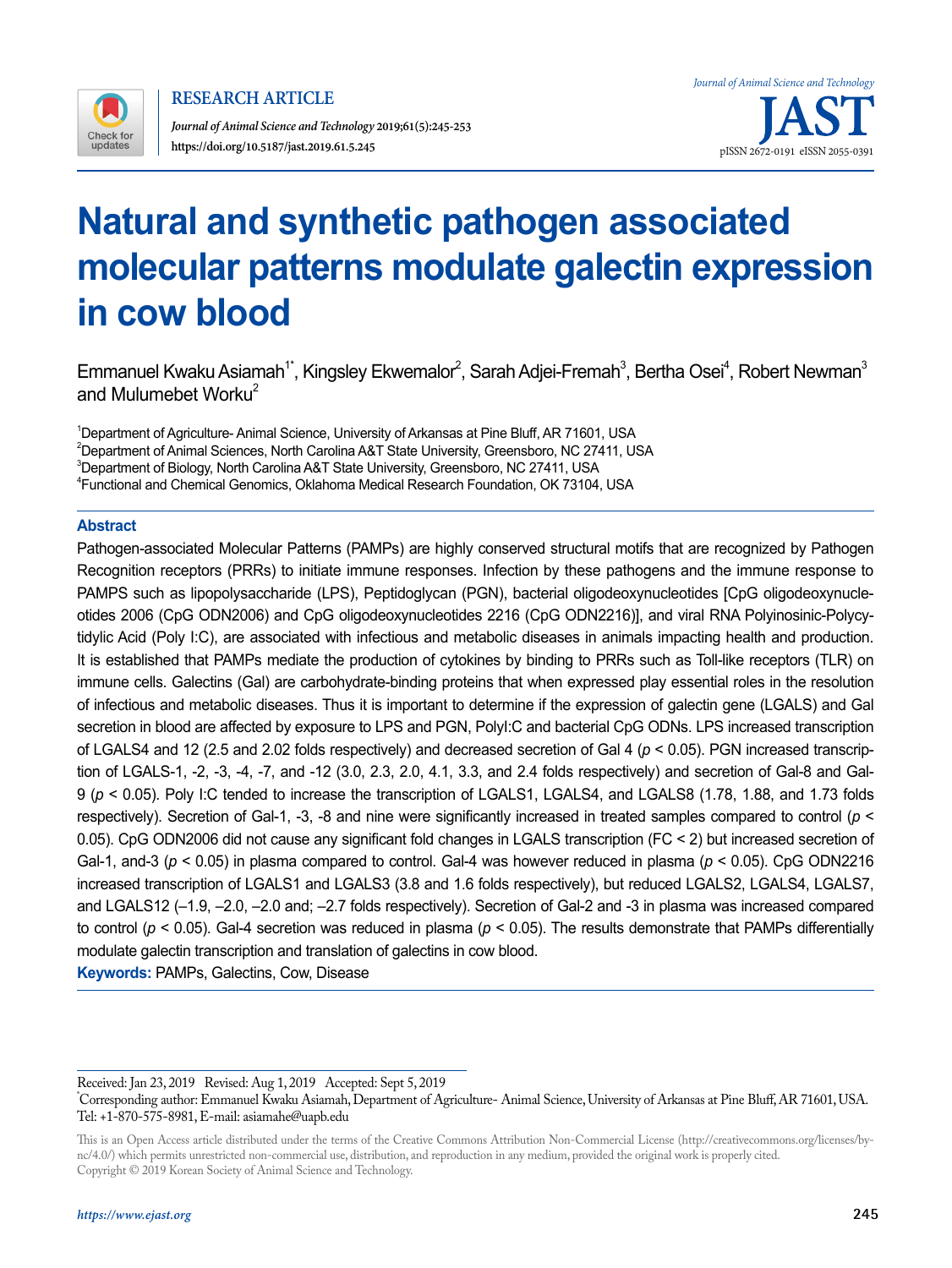RESEARCH ARTICLE

*Journal of Animal Science and Technology* 2019;61(5):245-253

https://doi.org/10.5187/jast.2019.61.5.245

pISSN 2672-0191 eISSN 2055-0391

# Natural and synthetic pathogen associated molecular patterns modulate galectin expression in cow blood

Emmanuel Kwaku Asiamah[1*], Kingsley Ekwemalor[2], Sarah Adjei-Fremah[3], Bertha Osei[4], Robert Newman[3] and Mulumebet Worku[2]

[1]Department of Agriculture- Animal Science, University of Arkansas at Pine Bluff, AR 71601, USA

[2]Department of Animal Sciences, North Carolina A&T State University, Greensboro, NC 27411, USA

[3]Department of Biology, North Carolina A&T State University, Greensboro, NC 27411, USA

[4]Functional and Chemical Genomics, Oklahoma Medical Research Foundation, OK 73104, USA

## Abstract

Pathogen-associated Molecular Patterns (PAMPs) are highly conserved structural motifs that are recognized by Pathogen Recognition receptors (PRRs) to initiate immune responses. Infection by these pathogens and the immune response to PAMPS such as lipopolysaccharide (LPS), Peptidoglycan (PGN), bacterial oligodeoxynucleotides [CpG oligodeoxynucleotides 2006 (CpG ODN2006) and CpG oligodeoxynucleotides 2216 (CpG ODN2216)], and viral RNA Polyinosinic-Polycytidylic Acid (Poly I:C), are associated with infectious and metabolic diseases in animals impacting health and production. It is established that PAMPs mediate the production of cytokines by binding to PRRs such as Toll-like receptors (TLR) on immune cells. Galectins (Gal) are carbohydrate-binding proteins that when expressed play essential roles in the resolution of infectious and metabolic diseases. Thus it is important to determine if the expression of galectin gene (LGALS) and Gal secretion in blood are affected by exposure to LPS and PGN, PolyI:C and bacterial CpG ODNs. LPS increased transcription of LGALS4 and 12 (2.5 and 2.02 folds respectively) and decreased secretion of Gal 4 ($p < 0.05$). PGN increased transcription of LGALS-1, -2, -3, -4, -7, and -12 (3.0, 2.3, 2.0, 4.1, 3.3, and 2.4 folds respectively) and secretion of Gal-8 and Gal-9 ($p < 0.05$). Poly I:C tended to increase the transcription of LGALS1, LGALS4, and LGALS8 (1.78, 1.88, and 1.73 folds respectively). Secretion of Gal-1, -3, -8 and nine were significantly increased in treated samples compared to control ($p < 0.05$). CpG ODN2006 did not cause any significant fold changes in LGALS transcription (FC < 2) but increased secretion of Gal-1, and-3 ($p < 0.05$) in plasma compared to control. Gal-4 was however reduced in plasma ($p < 0.05$). CpG ODN2216 increased transcription of LGALS1 and LGALS3 (3.8 and 1.6 folds respectively), but reduced LGALS2, LGALS4, LGALS7, and LGALS12 (–1.9, –2.0, –2.0 and; –2.7 folds respectively). Secretion of Gal-2 and -3 in plasma was increased compared to control ($p < 0.05$). Gal-4 secretion was reduced in plasma ($p < 0.05$). The results demonstrate that PAMPs differentially modulate galectin transcription and translation of galectins in cow blood.

**Keywords:** PAMPs, Galectins, Cow, Disease

Received: Jan 23, 2019 Revised: Aug 1, 2019 Accepted: Sept 5, 2019

*Corresponding author: Emmanuel Kwaku Asiamah, Department of Agriculture- Animal Science, University of Arkansas at Pine Bluff, AR 71601, USA. Tel: +1-870-575-8981, E-mail: asiamahe@uapb.edu

This is an Open Access article distributed under the terms of the Creative Commons Attribution Non-Commercial License (http://creativecommons.org/licenses/by-nc/4.0/) which permits unrestricted non-commercial use, distribution, and reproduction in any medium, provided the original work is properly cited.
Copyright © 2019 Korean Society of Animal Science and Technology.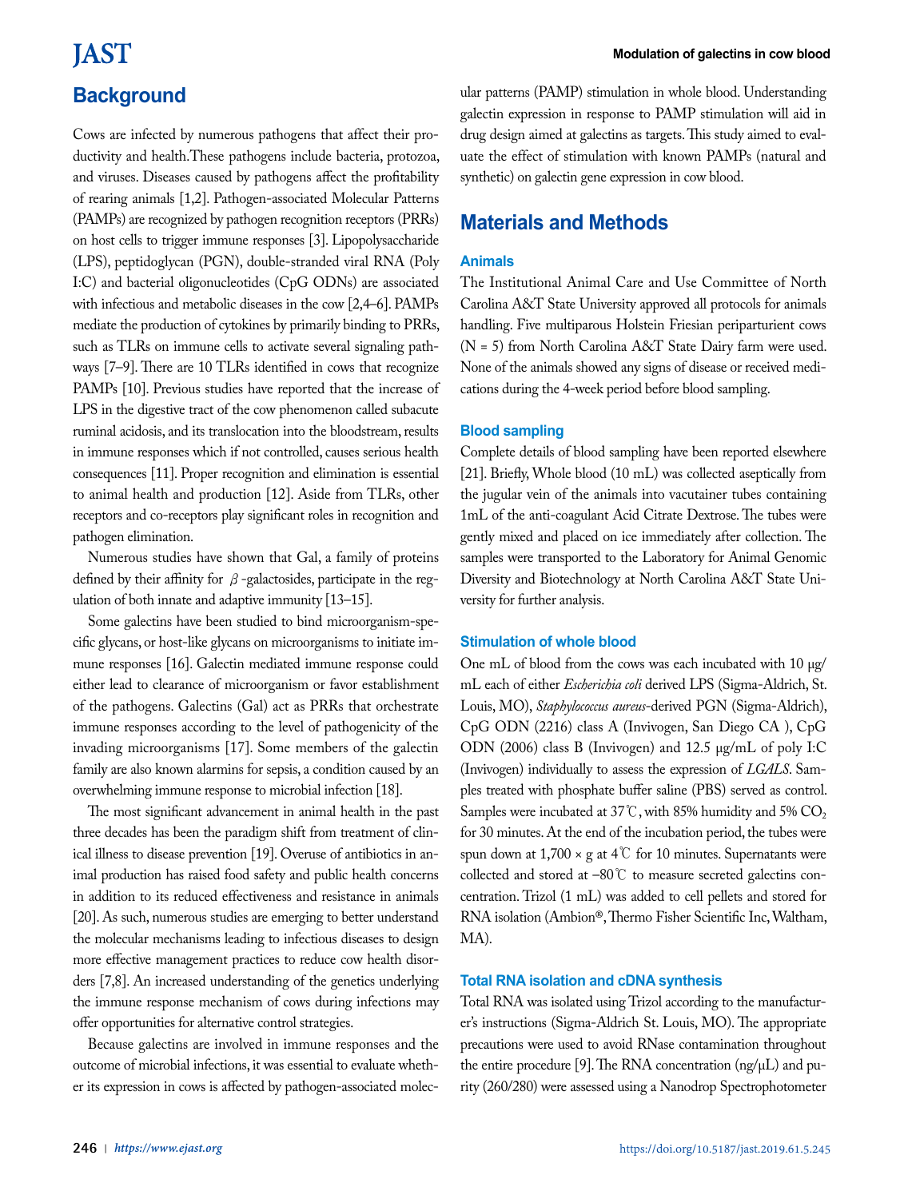## Background

Cows are infected by numerous pathogens that affect their productivity and health. These pathogens include bacteria, protozoa, and viruses. Diseases caused by pathogens affect the profitability of rearing animals [1,2]. Pathogen-associated Molecular Patterns (PAMPs) are recognized by pathogen recognition receptors (PRRs) on host cells to trigger immune responses [3]. Lipopolysaccharide (LPS), peptidoglycan (PGN), double-stranded viral RNA (Poly I:C) and bacterial oligonucleotides (CpG ODNs) are associated with infectious and metabolic diseases in the cow [2,4–6]. PAMPs mediate the production of cytokines by primarily binding to PRRs, such as TLRs on immune cells to activate several signaling pathways [7–9]. There are 10 TLRs identified in cows that recognize PAMPs [10]. Previous studies have reported that the increase of LPS in the digestive tract of the cow phenomenon called subacute ruminal acidosis, and its translocation into the bloodstream, results in immune responses which if not controlled, causes serious health consequences [11]. Proper recognition and elimination is essential to animal health and production [12]. Aside from TLRs, other receptors and co-receptors play significant roles in recognition and pathogen elimination.

Numerous studies have shown that Gal, a family of proteins defined by their affinity for β-galactosides, participate in the regulation of both innate and adaptive immunity [13–15].

Some galectins have been studied to bind microorganism-specific glycans, or host-like glycans on microorganisms to initiate immune responses [16]. Galectin mediated immune response could either lead to clearance of microorganism or favor establishment of the pathogens. Galectins (Gal) act as PRRs that orchestrate immune responses according to the level of pathogenicity of the invading microorganisms [17]. Some members of the galectin family are also known alarmins for sepsis, a condition caused by an overwhelming immune response to microbial infection [18].

The most significant advancement in animal health in the past three decades has been the paradigm shift from treatment of clinical illness to disease prevention [19]. Overuse of antibiotics in animal production has raised food safety and public health concerns in addition to its reduced effectiveness and resistance in animals [20]. As such, numerous studies are emerging to better understand the molecular mechanisms leading to infectious diseases to design more effective management practices to reduce cow health disorders [7,8]. An increased understanding of the genetics underlying the immune response mechanism of cows during infections may offer opportunities for alternative control strategies.

Because galectins are involved in immune responses and the outcome of microbial infections, it was essential to evaluate whether its expression in cows is affected by pathogen-associated molecular patterns (PAMP) stimulation in whole blood. Understanding galectin expression in response to PAMP stimulation will aid in drug design aimed at galectins as targets. This study aimed to evaluate the effect of stimulation with known PAMPs (natural and synthetic) on galectin gene expression in cow blood.

## Materials and Methods

### Animals

The Institutional Animal Care and Use Committee of North Carolina A&T State University approved all protocols for animals handling. Five multiparous Holstein Friesian periparturient cows (N = 5) from North Carolina A&T State Dairy farm were used. None of the animals showed any signs of disease or received medications during the 4-week period before blood sampling.

### Blood sampling

Complete details of blood sampling have been reported elsewhere [21]. Briefly, Whole blood (10 mL) was collected aseptically from the jugular vein of the animals into vacutainer tubes containing 1mL of the anti-coagulant Acid Citrate Dextrose. The tubes were gently mixed and placed on ice immediately after collection. The samples were transported to the Laboratory for Animal Genomic Diversity and Biotechnology at North Carolina A&T State University for further analysis.

### Stimulation of whole blood

One mL of blood from the cows was each incubated with 10 μg/mL each of either *Escherichia coli* derived LPS (Sigma-Aldrich, St. Louis, MO), *Staphylococcus aureus*-derived PGN (Sigma-Aldrich), CpG ODN (2216) class A (Invivogen, San Diego CA ), CpG ODN (2006) class B (Invivogen) and 12.5 μg/mL of poly I:C (Invivogen) individually to assess the expression of *LGALS*. Samples treated with phosphate buffer saline (PBS) served as control. Samples were incubated at 37℃, with 85% humidity and 5% $CO_2$ for 30 minutes. At the end of the incubation period, the tubes were spun down at 1,700 × g at 4℃ for 10 minutes. Supernatants were collected and stored at −80℃ to measure secreted galectins concentration. Trizol (1 mL) was added to cell pellets and stored for RNA isolation (Ambion®, Thermo Fisher Scientific Inc, Waltham, MA).

### Total RNA isolation and cDNA synthesis

Total RNA was isolated using Trizol according to the manufacturer's instructions (Sigma-Aldrich St. Louis, MO). The appropriate precautions were used to avoid RNase contamination throughout the entire procedure [9]. The RNA concentration (ng/μL) and purity (260/280) were assessed using a Nanodrop Spectrophotometer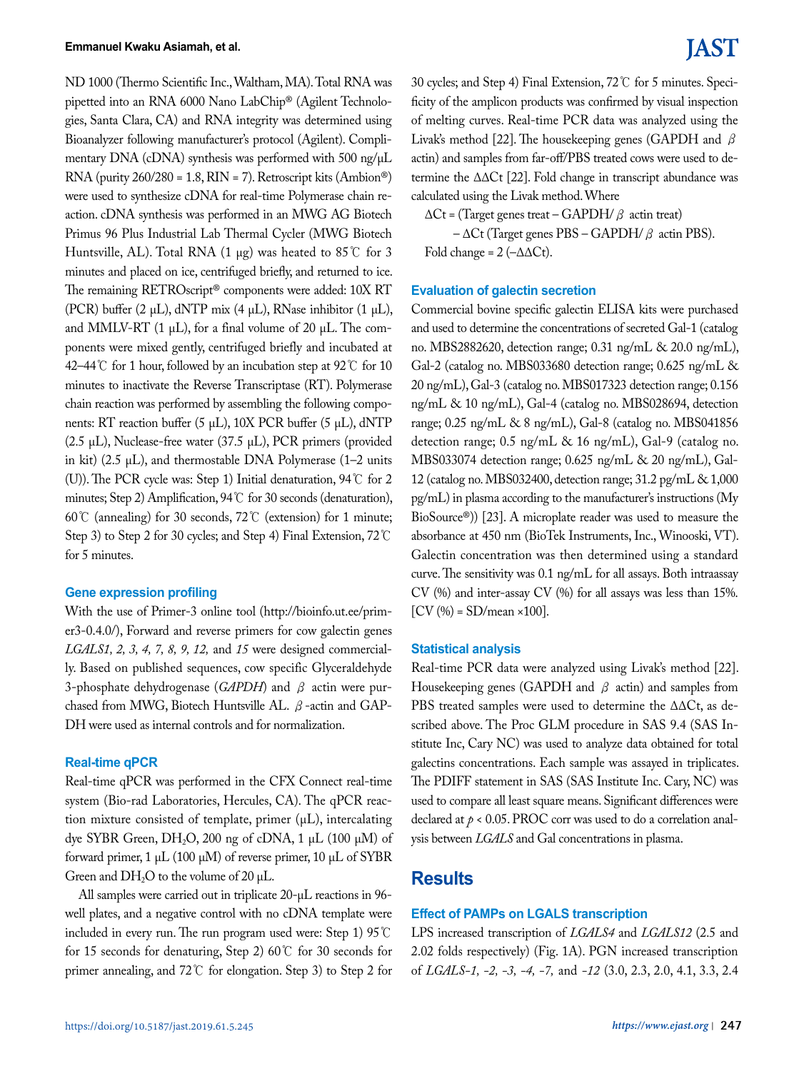ND 1000 (Thermo Scientific Inc., Waltham, MA). Total RNA was pipetted into an RNA 6000 Nano LabChip® (Agilent Technologies, Santa Clara, CA) and RNA integrity was determined using Bioanalyzer following manufacturer's protocol (Agilent). Complimentary DNA (cDNA) synthesis was performed with 500 ng/μL RNA (purity 260/280 = 1.8, RIN = 7). Retroscript kits (Ambion®) were used to synthesize cDNA for real-time Polymerase chain reaction. cDNA synthesis was performed in an MWG AG Biotech Primus 96 Plus Industrial Lab Thermal Cycler (MWG Biotech Huntsville, AL). Total RNA (1 μg) was heated to 85℃ for 3 minutes and placed on ice, centrifuged briefly, and returned to ice. The remaining RETROscript® components were added: 10X RT (PCR) buffer (2 μL), dNTP mix (4 μL), RNase inhibitor (1 μL), and MMLV-RT (1 μL), for a final volume of 20 μL. The components were mixed gently, centrifuged briefly and incubated at 42–44℃ for 1 hour, followed by an incubation step at 92℃ for 10 minutes to inactivate the Reverse Transcriptase (RT). Polymerase chain reaction was performed by assembling the following components: RT reaction buffer (5 μL), 10X PCR buffer (5 μL), dNTP (2.5 μL), Nuclease-free water (37.5 μL), PCR primers (provided in kit) (2.5 μL), and thermostable DNA Polymerase (1–2 units (U)). The PCR cycle was: Step 1) Initial denaturation, 94℃ for 2 minutes; Step 2) Amplification, 94℃ for 30 seconds (denaturation), 60℃ (annealing) for 30 seconds, 72℃ (extension) for 1 minute; Step 3) to Step 2 for 30 cycles; and Step 4) Final Extension, 72℃ for 5 minutes.

### Gene expression profiling

With the use of Primer-3 online tool (http://bioinfo.ut.ee/primer3-0.4.0/), Forward and reverse primers for cow galectin genes *LGALS1, 2, 3, 4, 7, 8, 9, 12,* and *15* were designed commercially. Based on published sequences, cow specific Glyceraldehyde 3-phosphate dehydrogenase (*GAPDH*) and β actin were purchased from MWG, Biotech Huntsville AL. β-actin and GAPDH were used as internal controls and for normalization.

### Real-time qPCR

Real-time qPCR was performed in the CFX Connect real-time system (Bio-rad Laboratories, Hercules, CA). The qPCR reaction mixture consisted of template, primer (μL), intercalating dye SYBR Green, $DH_2O$, 200 ng of cDNA, 1 μL (100 μM) of forward primer, 1 μL (100 μM) of reverse primer, 10 μL of SYBR Green and $DH_2O$ to the volume of 20 μL.

All samples were carried out in triplicate 20-μL reactions in 96-well plates, and a negative control with no cDNA template were included in every run. The run program used were: Step 1) 95℃ for 15 seconds for denaturing, Step 2) 60℃ for 30 seconds for primer annealing, and 72℃ for elongation. Step 3) to Step 2 for 30 cycles; and Step 4) Final Extension, 72℃ for 5 minutes. Specificity of the amplicon products was confirmed by visual inspection of melting curves. Real-time PCR data was analyzed using the Livak's method [22]. The housekeeping genes (GAPDH and β actin) and samples from far-off/PBS treated cows were used to determine the ΔΔCt [22]. Fold change in transcript abundance was calculated using the Livak method. Where

ΔCt = (Target genes treat – GAPDH/β actin treat) – ΔCt (Target genes PBS – GAPDH/β actin PBS).

Fold change = 2 (–ΔΔCt).

### Evaluation of galectin secretion

Commercial bovine specific galectin ELISA kits were purchased and used to determine the concentrations of secreted Gal-1 (catalog no. MBS2882620, detection range; 0.31 ng/mL & 20.0 ng/mL), Gal-2 (catalog no. MBS033680 detection range; 0.625 ng/mL & 20 ng/mL), Gal-3 (catalog no. MBS017323 detection range; 0.156 ng/mL & 10 ng/mL), Gal-4 (catalog no. MBS028694, detection range; 0.25 ng/mL & 8 ng/mL), Gal-8 (catalog no. MBS041856 detection range; 0.5 ng/mL & 16 ng/mL), Gal-9 (catalog no. MBS033074 detection range; 0.625 ng/mL & 20 ng/mL), Gal-12 (catalog no. MBS032400, detection range; 31.2 pg/mL & 1,000 pg/mL) in plasma according to the manufacturer's instructions (My BioSource®)) [23]. A microplate reader was used to measure the absorbance at 450 nm (BioTek Instruments, Inc., Winooski, VT). Galectin concentration was then determined using a standard curve. The sensitivity was 0.1 ng/mL for all assays. Both intraassay CV (%) and inter-assay CV (%) for all assays was less than 15%. [CV (%) = SD/mean ×100].

### Statistical analysis

Real-time PCR data were analyzed using Livak's method [22]. Housekeeping genes (GAPDH and β actin) and samples from PBS treated samples were used to determine the ΔΔCt, as described above. The Proc GLM procedure in SAS 9.4 (SAS Institute Inc, Cary NC) was used to analyze data obtained for total galectins concentrations. Each sample was assayed in triplicates. The PDIFF statement in SAS (SAS Institute Inc. Cary, NC) was used to compare all least square means. Significant differences were declared at $p < 0.05$. PROC corr was used to do a correlation analysis between *LGALS* and Gal concentrations in plasma.

## Results

### Effect of PAMPs on LGALS transcription

LPS increased transcription of *LGALS4* and *LGALS12* (2.5 and 2.02 folds respectively) (Fig. 1A). PGN increased transcription of *LGALS-1, -2, -3, -4, -7,* and *-12* (3.0, 2.3, 2.0, 4.1, 3.3, 2.4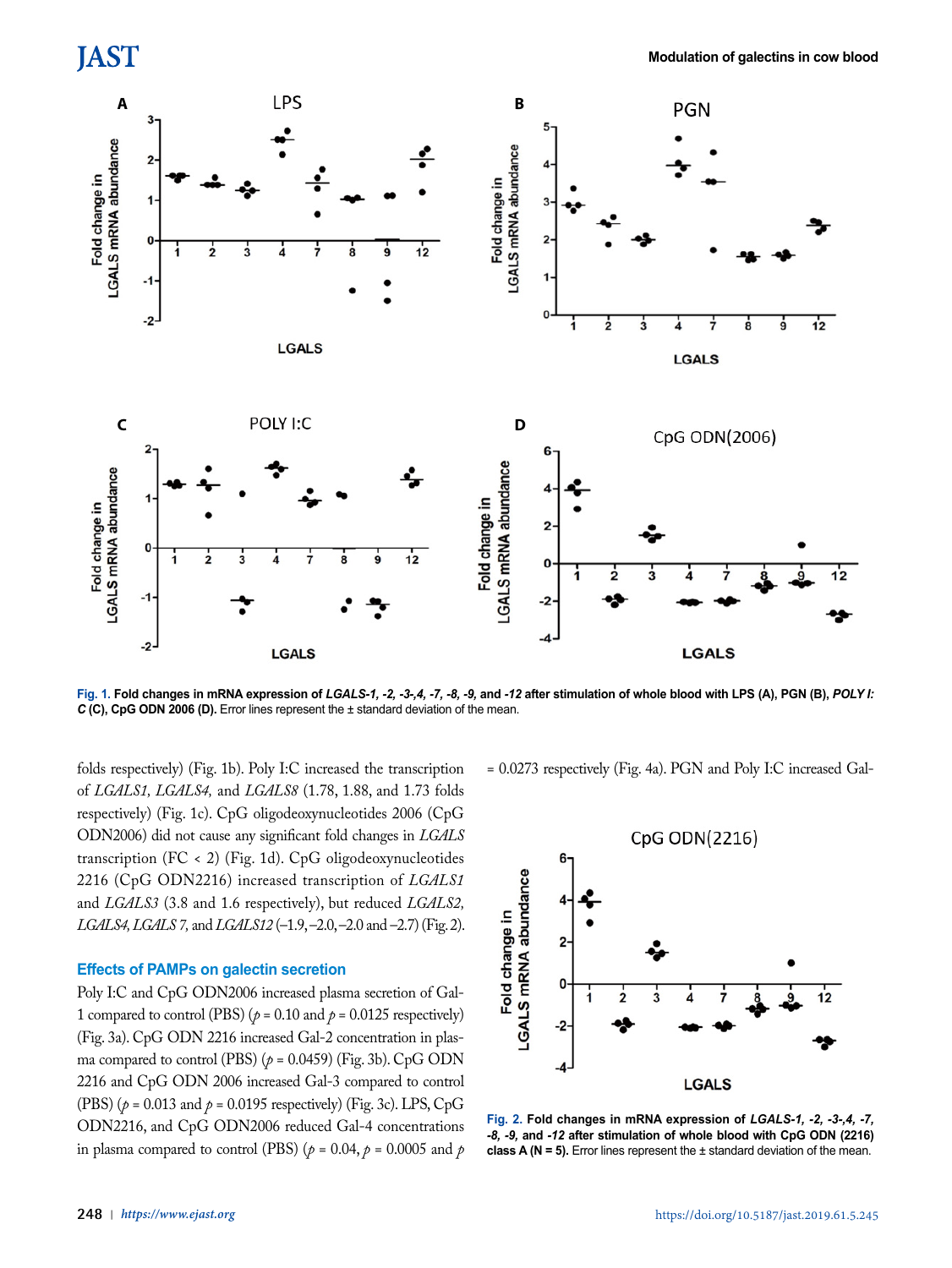A

LPS

Fold change in LGALS mRNA abundance

3
2
1
0
-1
-2

1 2 3 4 7 8 9 12

LGALS

B

PGN

Fold change in LGALS mRNA abundance

5
4
3
2
1
0

1 2 3 4 7 8 9 12

LGALS

C

POLY I:C

Fold change in LGALS mRNA abundance

2
1
0
-1
-2

1 2 3 4 7 8 9 12

LGALS

D

CpG ODN(2006)

Fold change in LGALS mRNA abundance

6
4
2
0
-2
-4

1 2 3 4 7 8 9 12

LGALS

**Fig. 1. Fold changes in mRNA expression of *LGALS-1, -2, -3-,4, -7, -8, -9,* and *-12* after stimulation of whole blood with LPS (A), PGN (B), *POLY I:C* (C), CpG ODN 2006 (D).** Error lines represent the ± standard deviation of the mean.

folds respectively) (Fig. 1b). Poly I:C increased the transcription of *LGALS1, LGALS4,* and *LGALS8* (1.78, 1.88, and 1.73 folds respectively) (Fig. 1c). CpG oligodeoxynucleotides 2006 (CpG ODN2006) did not cause any significant fold changes in *LGALS* transcription (FC < 2) (Fig. 1d). CpG oligodeoxynucleotides 2216 (CpG ODN2216) increased transcription of *LGALS1* and *LGALS3* (3.8 and 1.6 respectively), but reduced *LGALS2, LGALS4, LGALS 7,* and *LGALS12* (–1.9, –2.0, –2.0 and –2.7) (Fig. 2).

### Effects of PAMPs on galectin secretion

Poly I:C and CpG ODN2006 increased plasma secretion of Gal-1 compared to control (PBS) ($p$ = 0.10 and $p$ = 0.0125 respectively) (Fig. 3a). CpG ODN 2216 increased Gal-2 concentration in plasma compared to control (PBS) ($p$ = 0.0459) (Fig. 3b). CpG ODN 2216 and CpG ODN 2006 increased Gal-3 compared to control (PBS) ($p$ = 0.013 and $p$ = 0.0195 respectively) (Fig. 3c). LPS, CpG ODN2216, and CpG ODN2006 reduced Gal-4 concentrations in plasma compared to control (PBS) ($p$ = 0.04, $p$ = 0.0005 and $p$ = 0.0273 respectively (Fig. 4a). PGN and Poly I:C increased Gal-

CpG ODN(2216)

Fold change in LGALS mRNA abundance

6
4
2
0
-2
-4

1 2 3 4 7 8 9 12

LGALS

**Fig. 2. Fold changes in mRNA expression of *LGALS-1, -2, -3-,4, -7, -8, -9,* and *-12* after stimulation of whole blood with CpG ODN (2216) class A (N = 5).** Error lines represent the ± standard deviation of the mean.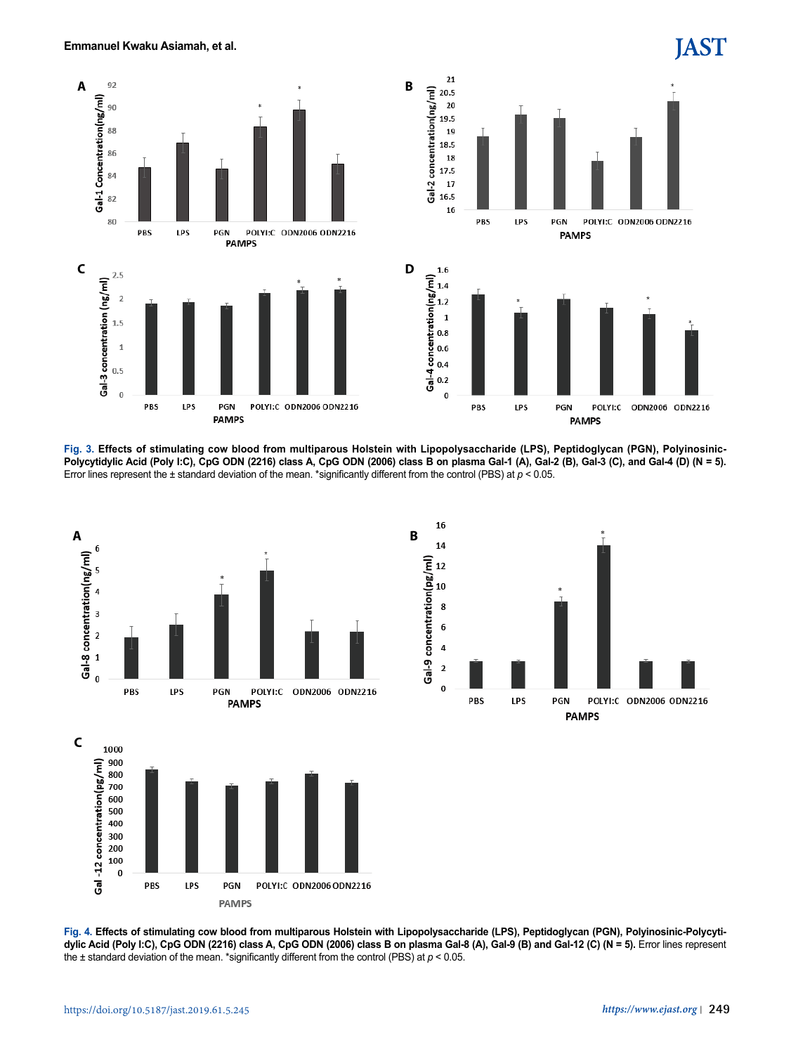A

Gal-1 Concentration(ng/ml)

92
90
88
86
84
82
80

\*
\*

PBS LPS PGN POLYI:C ODN2006 ODN2216

PAMPS

B

Gal-2 concentration(ng/ml)

21
20.5
20
19.5
19
18.5
18
17.5
17
16.5
16

\*

PBS LPS PGN POLYI:C ODN2006 ODN2216

PAMPS

C

Gal-3 concentration (ng/ml)

2.5
2
1.5
1
0.5
0

\*
\*

PBS LPS PGN POLYI:C ODN2006 ODN2216

PAMPS

D

Gal-4 concentration(ng/ml)

1.6
1.4
1.2
1
0.8
0.6
0.4
0.2
0

\*
\*
\*

PBS LPS PGN POLYI:C ODN2006 ODN2216

PAMPS

**Fig. 3. Effects of stimulating cow blood from multiparous Holstein with Lipopolysaccharide (LPS), Peptidoglycan (PGN), Polyinosinic-Polycytidylic Acid (Poly I:C), CpG ODN (2216) class A, CpG ODN (2006) class B on plasma Gal-1 (A), Gal-2 (B), Gal-3 (C), and Gal-4 (D) (N = 5).** Error lines represent the ± standard deviation of the mean. \*significantly different from the control (PBS) at $p < 0.05$.

A

Gal-8 concentration(ng/ml)

6
5
4
3
2
1
0

\*
\*

PBS LPS PGN POLYI:C ODN2006 ODN2216

PAMPS

B

Gal-9 concentration(pg/ml)

16
14
12
10
8
6
4
2
0

\*
\*

PBS LPS PGN POLYI:C ODN2006 ODN2216

PAMPS

C

Gal -12 concentration(pg/ml)

1000
900
800
700
600
500
400
300
200
100
0

PBS LPS PGN POLYI:C ODN2006 ODN2216

PAMPS

**Fig. 4. Effects of stimulating cow blood from multiparous Holstein with Lipopolysaccharide (LPS), Peptidoglycan (PGN), Polyinosinic-Polycytidylic Acid (Poly I:C), CpG ODN (2216) class A, CpG ODN (2006) class B on plasma Gal-8 (A), Gal-9 (B) and Gal-12 (C) (N = 5).** Error lines represent the ± standard deviation of the mean. \*significantly different from the control (PBS) at $p < 0.05$.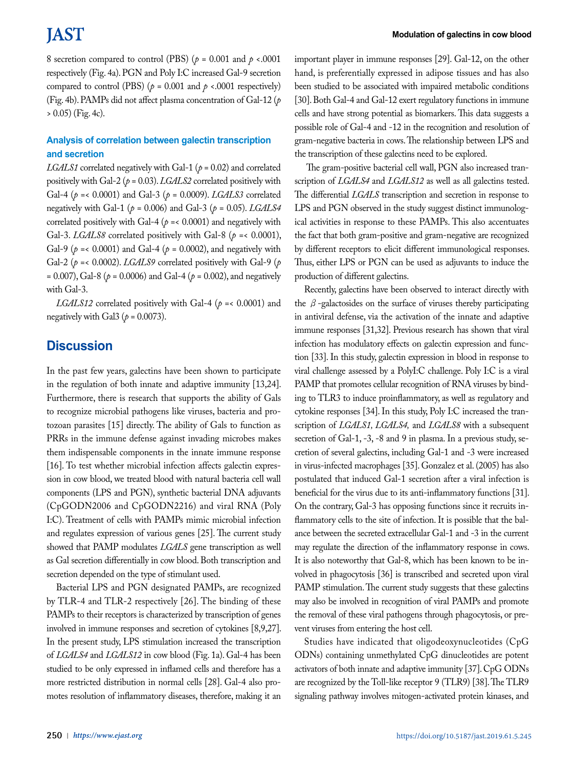8 secretion compared to control (PBS) ($p$ = 0.001 and $p$ <.0001 respectively (Fig. 4a). PGN and Poly I:C increased Gal-9 secretion compared to control (PBS) ($p$ = 0.001 and $p$ <.0001 respectively) (Fig. 4b). PAMPs did not affect plasma concentration of Gal-12 ($p$ > 0.05) (Fig. 4c).

### Analysis of correlation between galectin transcription and secretion

*LGALS1* correlated negatively with Gal-1 ($p$ = 0.02) and correlated positively with Gal-2 ($p$ = 0.03). *LGALS2* correlated positively with Gal-4 ($p$ =< 0.0001) and Gal-3 ($p$ = 0.0009). *LGALS3* correlated negatively with Gal-1 ($p$ = 0.006) and Gal-3 ($p$ = 0.05). *LGALS4* correlated positively with Gal-4 ($p$ =< 0.0001) and negatively with Gal-3. *LGALS8* correlated positively with Gal-8 ($p$ =< 0.0001), Gal-9 ($p$ =< 0.0001) and Gal-4 ($p$ = 0.0002), and negatively with Gal-2 ($p$ =< 0.0002). *LGALS9* correlated positively with Gal-9 ($p$ = 0.007), Gal-8 ($p$ = 0.0006) and Gal-4 ($p$ = 0.002), and negatively with Gal-3.

*LGALS12* correlated positively with Gal-4 ($p$ =< 0.0001) and negatively with Gal3 ($p$ = 0.0073).

## Discussion

In the past few years, galectins have been shown to participate in the regulation of both innate and adaptive immunity [13,24]. Furthermore, there is research that supports the ability of Gals to recognize microbial pathogens like viruses, bacteria and protozoan parasites [15] directly. The ability of Gals to function as PRRs in the immune defense against invading microbes makes them indispensable components in the innate immune response [16]. To test whether microbial infection affects galectin expression in cow blood, we treated blood with natural bacteria cell wall components (LPS and PGN), synthetic bacterial DNA adjuvants (CpGODN2006 and CpGODN2216) and viral RNA (Poly I:C). Treatment of cells with PAMPs mimic microbial infection and regulates expression of various genes [25]. The current study showed that PAMP modulates *LGALS* gene transcription as well as Gal secretion differentially in cow blood. Both transcription and secretion depended on the type of stimulant used.

Bacterial LPS and PGN designated PAMPs, are recognized by TLR-4 and TLR-2 respectively [26]. The binding of these PAMPs to their receptors is characterized by transcription of genes involved in immune responses and secretion of cytokines [8,9,27]. In the present study, LPS stimulation increased the transcription of *LGALS4* and *LGALS12* in cow blood (Fig. 1a). Gal-4 has been studied to be only expressed in inflamed cells and therefore has a more restricted distribution in normal cells [28]. Gal-4 also promotes resolution of inflammatory diseases, therefore, making it an important player in immune responses [29]. Gal-12, on the other hand, is preferentially expressed in adipose tissues and has also been studied to be associated with impaired metabolic conditions [30]. Both Gal-4 and Gal-12 exert regulatory functions in immune cells and have strong potential as biomarkers. This data suggests a possible role of Gal-4 and -12 in the recognition and resolution of gram-negative bacteria in cows. The relationship between LPS and the transcription of these galectins need to be explored.

The gram-positive bacterial cell wall, PGN also increased transcription of *LGALS4* and *LGALS12* as well as all galectins tested. The differential *LGALS* transcription and secretion in response to LPS and PGN observed in the study suggest distinct immunological activities in response to these PAMPs. This also accentuates the fact that both gram-positive and gram-negative are recognized by different receptors to elicit different immunological responses. Thus, either LPS or PGN can be used as adjuvants to induce the production of different galectins.

Recently, galectins have been observed to interact directly with the $\beta$-galactosides on the surface of viruses thereby participating in antiviral defense, via the activation of the innate and adaptive immune responses [31,32]. Previous research has shown that viral infection has modulatory effects on galectin expression and function [33]. In this study, galectin expression in blood in response to viral challenge assessed by a PolyI:C challenge. Poly I:C is a viral PAMP that promotes cellular recognition of RNA viruses by binding to TLR3 to induce proinflammatory, as well as regulatory and cytokine responses [34]. In this study, Poly I:C increased the transcription of *LGALS1, LGALS4,* and *LGALS8* with a subsequent secretion of Gal-1, -3, -8 and 9 in plasma. In a previous study, secretion of several galectins, including Gal-1 and -3 were increased in virus-infected macrophages [35]. Gonzalez et al. (2005) has also postulated that induced Gal-1 secretion after a viral infection is beneficial for the virus due to its anti-inflammatory functions [31]. On the contrary, Gal-3 has opposing functions since it recruits inflammatory cells to the site of infection. It is possible that the balance between the secreted extracellular Gal-1 and -3 in the current may regulate the direction of the inflammatory response in cows. It is also noteworthy that Gal-8, which has been known to be involved in phagocytosis [36] is transcribed and secreted upon viral PAMP stimulation. The current study suggests that these galectins may also be involved in recognition of viral PAMPs and promote the removal of these viral pathogens through phagocytosis, or prevent viruses from entering the host cell.

Studies have indicated that oligodeoxynucleotides (CpG ODNs) containing unmethylated CpG dinucleotides are potent activators of both innate and adaptive immunity [37]. CpG ODNs are recognized by the Toll-like receptor 9 (TLR9) [38]. The TLR9 signaling pathway involves mitogen-activated protein kinases, and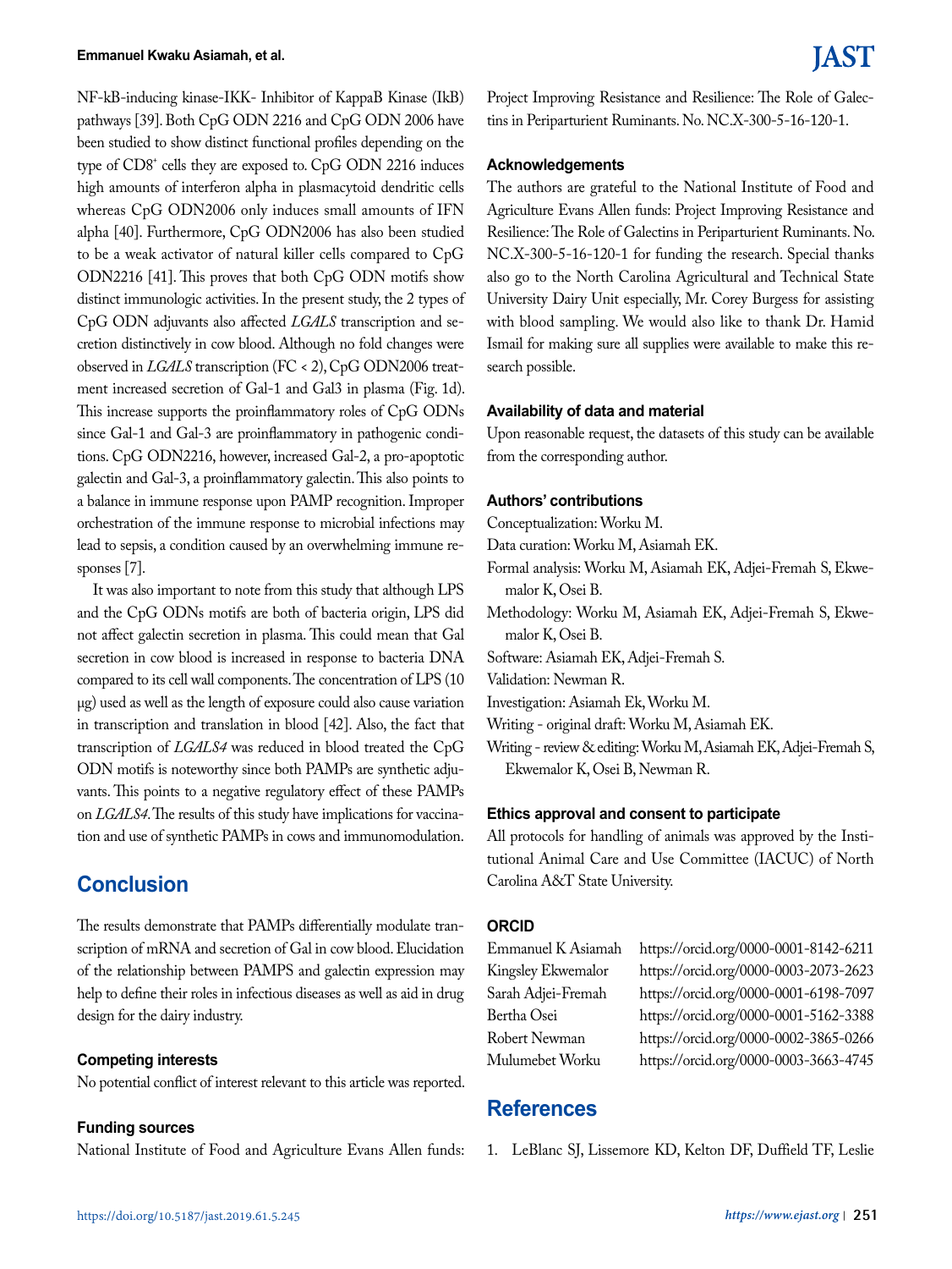NF-kB-inducing kinase-IKK- Inhibitor of KappaB Kinase (IkB) pathways [39]. Both CpG ODN 2216 and CpG ODN 2006 have been studied to show distinct functional profiles depending on the type of $CD8^+$ cells they are exposed to. CpG ODN 2216 induces high amounts of interferon alpha in plasmacytoid dendritic cells whereas CpG ODN2006 only induces small amounts of IFN alpha [40]. Furthermore, CpG ODN2006 has also been studied to be a weak activator of natural killer cells compared to CpG ODN2216 [41]. This proves that both CpG ODN motifs show distinct immunologic activities. In the present study, the 2 types of CpG ODN adjuvants also affected *LGALS* transcription and secretion distinctively in cow blood. Although no fold changes were observed in *LGALS* transcription (FC < 2), CpG ODN2006 treatment increased secretion of Gal-1 and Gal3 in plasma (Fig. 1d). This increase supports the proinflammatory roles of CpG ODNs since Gal-1 and Gal-3 are proinflammatory in pathogenic conditions. CpG ODN2216, however, increased Gal-2, a pro-apoptotic galectin and Gal-3, a proinflammatory galectin. This also points to a balance in immune response upon PAMP recognition. Improper orchestration of the immune response to microbial infections may lead to sepsis, a condition caused by an overwhelming immune responses [7].

It was also important to note from this study that although LPS and the CpG ODNs motifs are both of bacteria origin, LPS did not affect galectin secretion in plasma. This could mean that Gal secretion in cow blood is increased in response to bacteria DNA compared to its cell wall components. The concentration of LPS (10 μg) used as well as the length of exposure could also cause variation in transcription and translation in blood [42]. Also, the fact that transcription of *LGALS4* was reduced in blood treated the CpG ODN motifs is noteworthy since both PAMPs are synthetic adjuvants. This points to a negative regulatory effect of these PAMPs on *LGALS4*. The results of this study have implications for vaccination and use of synthetic PAMPs in cows and immunomodulation.

## Conclusion

The results demonstrate that PAMPs differentially modulate transcription of mRNA and secretion of Gal in cow blood. Elucidation of the relationship between PAMPS and galectin expression may help to define their roles in infectious diseases as well as aid in drug design for the dairy industry.

### Competing interests

No potential conflict of interest relevant to this article was reported.

### Funding sources

National Institute of Food and Agriculture Evans Allen funds: Project Improving Resistance and Resilience: The Role of Galectins in Periparturient Ruminants. No. NC.X-300-5-16-120-1.

### Acknowledgements

The authors are grateful to the National Institute of Food and Agriculture Evans Allen funds: Project Improving Resistance and Resilience: The Role of Galectins in Periparturient Ruminants. No. NC.X-300-5-16-120-1 for funding the research. Special thanks also go to the North Carolina Agricultural and Technical State University Dairy Unit especially, Mr. Corey Burgess for assisting with blood sampling. We would also like to thank Dr. Hamid Ismail for making sure all supplies were available to make this research possible.

### Availability of data and material

Upon reasonable request, the datasets of this study can be available from the corresponding author.

### Authors' contributions

Conceptualization: Worku M.
Data curation: Worku M, Asiamah EK.
Formal analysis: Worku M, Asiamah EK, Adjei-Fremah S, Ekwemalor K, Osei B.
Methodology: Worku M, Asiamah EK, Adjei-Fremah S, Ekwemalor K, Osei B.
Software: Asiamah EK, Adjei-Fremah S.
Validation: Newman R.
Investigation: Asiamah Ek, Worku M.
Writing - original draft: Worku M, Asiamah EK.
Writing - review & editing: Worku M, Asiamah EK, Adjei-Fremah S, Ekwemalor K, Osei B, Newman R.

### Ethics approval and consent to participate

All protocols for handling of animals was approved by the Institutional Animal Care and Use Committee (IACUC) of North Carolina A&T State University.

### ORCID

| | |
|---|---|
| Emmanuel K Asiamah | https://orcid.org/0000-0001-8142-6211 |
| Kingsley Ekwemalor | https://orcid.org/0000-0003-2073-2623 |
| Sarah Adjei-Fremah | https://orcid.org/0000-0001-6198-7097 |
| Bertha Osei | https://orcid.org/0000-0001-5162-3388 |
| Robert Newman | https://orcid.org/0000-0002-3865-0266 |
| Mulumebet Worku | https://orcid.org/0000-0003-3663-4745 |

## References

1. LeBlanc SJ, Lissemore KD, Kelton DF, Duffield TF, Leslie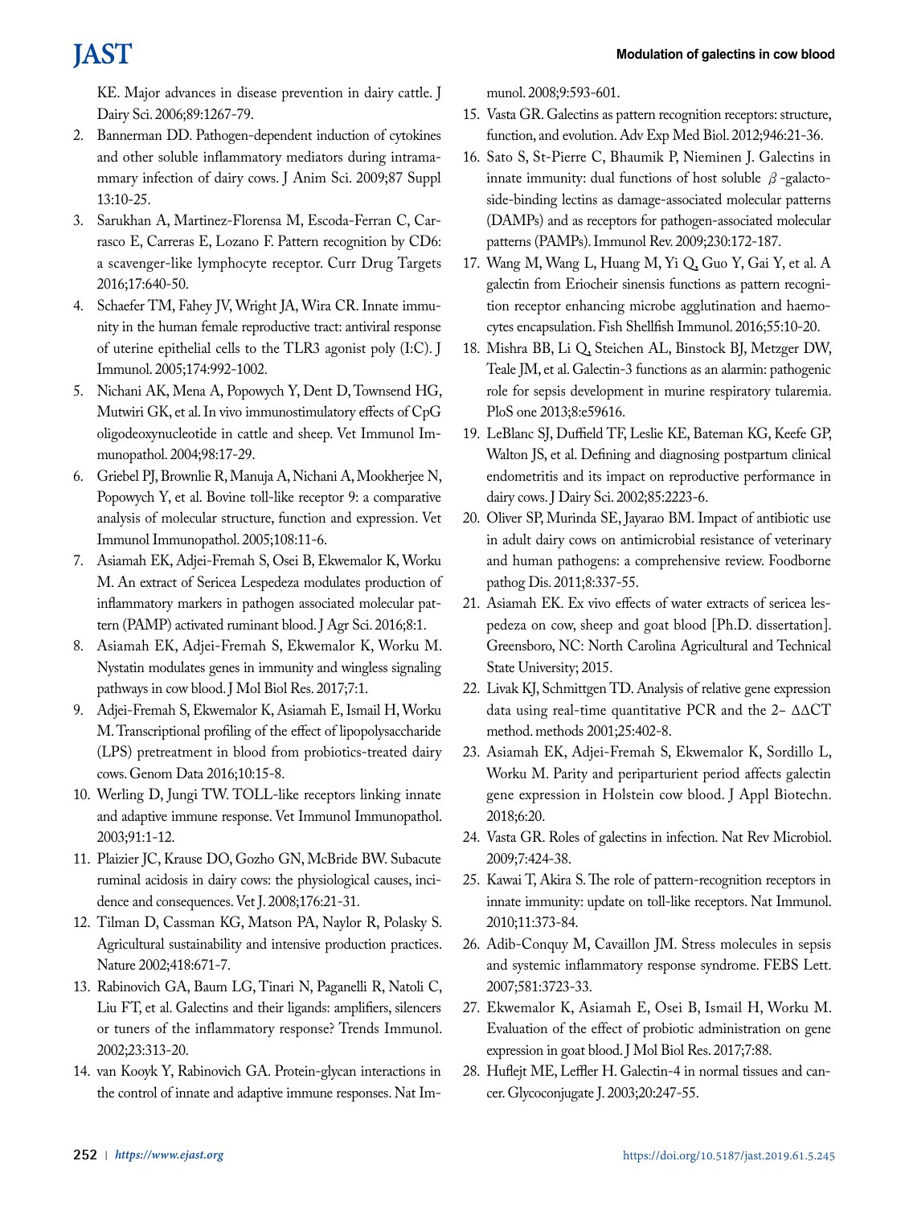KE. Major advances in disease prevention in dairy cattle. J Dairy Sci. 2006;89:1267-79.

2. Bannerman DD. Pathogen-dependent induction of cytokines and other soluble inflammatory mediators during intramammary infection of dairy cows. J Anim Sci. 2009;87 Suppl 13:10-25.
3. Sarukhan A, Martinez-Florensa M, Escoda-Ferran C, Carrasco E, Carreras E, Lozano F. Pattern recognition by CD6: a scavenger-like lymphocyte receptor. Curr Drug Targets 2016;17:640-50.
4. Schaefer TM, Fahey JV, Wright JA, Wira CR. Innate immunity in the human female reproductive tract: antiviral response of uterine epithelial cells to the TLR3 agonist poly (I:C). J Immunol. 2005;174:992-1002.
5. Nichani AK, Mena A, Popowych Y, Dent D, Townsend HG, Mutwiri GK, et al. In vivo immunostimulatory effects of CpG oligodeoxynucleotide in cattle and sheep. Vet Immunol Immunopathol. 2004;98:17-29.
6. Griebel PJ, Brownlie R, Manuja A, Nichani A, Mookherjee N, Popowych Y, et al. Bovine toll-like receptor 9: a comparative analysis of molecular structure, function and expression. Vet Immunol Immunopathol. 2005;108:11-6.
7. Asiamah EK, Adjei-Fremah S, Osei B, Ekwemalor K, Worku M. An extract of Sericea Lespedeza modulates production of inflammatory markers in pathogen associated molecular pattern (PAMP) activated ruminant blood. J Agr Sci. 2016;8:1.
8. Asiamah EK, Adjei-Fremah S, Ekwemalor K, Worku M. Nystatin modulates genes in immunity and wingless signaling pathways in cow blood. J Mol Biol Res. 2017;7:1.
9. Adjei-Fremah S, Ekwemalor K, Asiamah E, Ismail H, Worku M. Transcriptional profiling of the effect of lipopolysaccharide (LPS) pretreatment in blood from probiotics-treated dairy cows. Genom Data 2016;10:15-8.
10. Werling D, Jungi TW. TOLL-like receptors linking innate and adaptive immune response. Vet Immunol Immunopathol. 2003;91:1-12.
11. Plaizier JC, Krause DO, Gozho GN, McBride BW. Subacute ruminal acidosis in dairy cows: the physiological causes, incidence and consequences. Vet J. 2008;176:21-31.
12. Tilman D, Cassman KG, Matson PA, Naylor R, Polasky S. Agricultural sustainability and intensive production practices. Nature 2002;418:671-7.
13. Rabinovich GA, Baum LG, Tinari N, Paganelli R, Natoli C, Liu FT, et al. Galectins and their ligands: amplifiers, silencers or tuners of the inflammatory response? Trends Immunol. 2002;23:313-20.
14. van Kooyk Y, Rabinovich GA. Protein-glycan interactions in the control of innate and adaptive immune responses. Nat Immunol. 2008;9:593-601.
15. Vasta GR. Galectins as pattern recognition receptors: structure, function, and evolution. Adv Exp Med Biol. 2012;946:21-36.
16. Sato S, St-Pierre C, Bhaumik P, Nieminen J. Galectins in innate immunity: dual functions of host soluble $\beta$-galactoside-binding lectins as damage-associated molecular patterns (DAMPs) and as receptors for pathogen-associated molecular patterns (PAMPs). Immunol Rev. 2009;230:172-187.
17. Wang M, Wang L, Huang M, Yi Q, Guo Y, Gai Y, et al. A galectin from Eriocheir sinensis functions as pattern recognition receptor enhancing microbe agglutination and haemocytes encapsulation. Fish Shellfish Immunol. 2016;55:10-20.
18. Mishra BB, Li Q, Steichen AL, Binstock BJ, Metzger DW, Teale JM, et al. Galectin-3 functions as an alarmin: pathogenic role for sepsis development in murine respiratory tularemia. PloS one 2013;8:e59616.
19. LeBlanc SJ, Duffield TF, Leslie KE, Bateman KG, Keefe GP, Walton JS, et al. Defining and diagnosing postpartum clinical endometritis and its impact on reproductive performance in dairy cows. J Dairy Sci. 2002;85:2223-6.
20. Oliver SP, Murinda SE, Jayarao BM. Impact of antibiotic use in adult dairy cows on antimicrobial resistance of veterinary and human pathogens: a comprehensive review. Foodborne pathog Dis. 2011;8:337-55.
21. Asiamah EK. Ex vivo effects of water extracts of sericea lespedeza on cow, sheep and goat blood [Ph.D. dissertation]. Greensboro, NC: North Carolina Agricultural and Technical State University; 2015.
22. Livak KJ, Schmittgen TD. Analysis of relative gene expression data using real-time quantitative PCR and the 2– ΔΔCT method. methods 2001;25:402-8.
23. Asiamah EK, Adjei-Fremah S, Ekwemalor K, Sordillo L, Worku M. Parity and periparturient period affects galectin gene expression in Holstein cow blood. J Appl Biotechn. 2018;6:20.
24. Vasta GR. Roles of galectins in infection. Nat Rev Microbiol. 2009;7:424-38.
25. Kawai T, Akira S. The role of pattern-recognition receptors in innate immunity: update on toll-like receptors. Nat Immunol. 2010;11:373-84.
26. Adib-Conquy M, Cavaillon JM. Stress molecules in sepsis and systemic inflammatory response syndrome. FEBS Lett. 2007;581:3723-33.
27. Ekwemalor K, Asiamah E, Osei B, Ismail H, Worku M. Evaluation of the effect of probiotic administration on gene expression in goat blood. J Mol Biol Res. 2017;7:88.
28. Huflejt ME, Leffler H. Galectin-4 in normal tissues and cancer. Glycoconjugate J. 2003;20:247-55.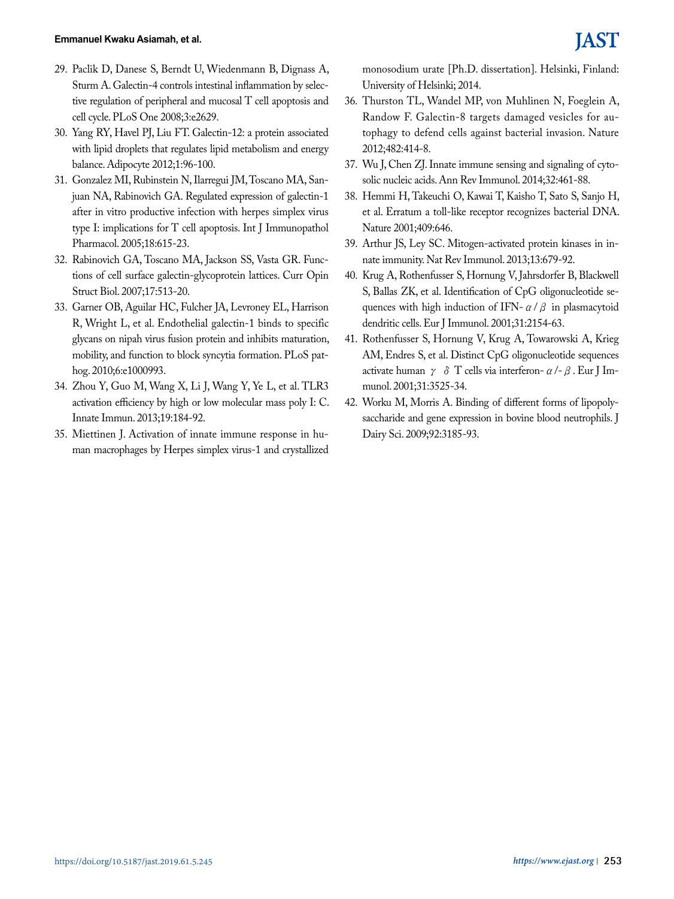29. Paclik D, Danese S, Berndt U, Wiedenmann B, Dignass A, Sturm A. Galectin-4 controls intestinal inflammation by selective regulation of peripheral and mucosal T cell apoptosis and cell cycle. PLoS One 2008;3:e2629.
30. Yang RY, Havel PJ, Liu FT. Galectin-12: a protein associated with lipid droplets that regulates lipid metabolism and energy balance. Adipocyte 2012;1:96-100.
31. Gonzalez MI, Rubinstein N, Ilarregui JM, Toscano MA, Sanjuan NA, Rabinovich GA. Regulated expression of galectin-1 after in vitro productive infection with herpes simplex virus type I: implications for T cell apoptosis. Int J Immunopathol Pharmacol. 2005;18:615-23.
32. Rabinovich GA, Toscano MA, Jackson SS, Vasta GR. Functions of cell surface galectin-glycoprotein lattices. Curr Opin Struct Biol. 2007;17:513-20.
33. Garner OB, Aguilar HC, Fulcher JA, Levroney EL, Harrison R, Wright L, et al. Endothelial galectin-1 binds to specific glycans on nipah virus fusion protein and inhibits maturation, mobility, and function to block syncytia formation. PLoS pathog. 2010;6:e1000993.
34. Zhou Y, Guo M, Wang X, Li J, Wang Y, Ye L, et al. TLR3 activation efficiency by high or low molecular mass poly I: C. Innate Immun. 2013;19:184-92.
35. Miettinen J. Activation of innate immune response in human macrophages by Herpes simplex virus-1 and crystallized monosodium urate [Ph.D. dissertation]. Helsinki, Finland: University of Helsinki; 2014.
36. Thurston TL, Wandel MP, von Muhlinen N, Foeglein A, Randow F. Galectin-8 targets damaged vesicles for autophagy to defend cells against bacterial invasion. Nature 2012;482:414-8.
37. Wu J, Chen ZJ. Innate immune sensing and signaling of cytosolic nucleic acids. Ann Rev Immunol. 2014;32:461-88.
38. Hemmi H, Takeuchi O, Kawai T, Kaisho T, Sato S, Sanjo H, et al. Erratum a toll-like receptor recognizes bacterial DNA. Nature 2001;409:646.
39. Arthur JS, Ley SC. Mitogen-activated protein kinases in innate immunity. Nat Rev Immunol. 2013;13:679-92.
40. Krug A, Rothenfusser S, Hornung V, Jahrsdorfer B, Blackwell S, Ballas ZK, et al. Identification of CpG oligonucleotide sequences with high induction of IFN-$\alpha/\beta$ in plasmacytoid dendritic cells. Eur J Immunol. 2001;31:2154-63.
41. Rothenfusser S, Hornung V, Krug A, Towarowski A, Krieg AM, Endres S, et al. Distinct CpG oligonucleotide sequences activate human $\gamma\delta$ T cells via interferon-$\alpha$/-$\beta$. Eur J Immunol. 2001;31:3525-34.
42. Worku M, Morris A. Binding of different forms of lipopolysaccharide and gene expression in bovine blood neutrophils. J Dairy Sci. 2009;92:3185-93.